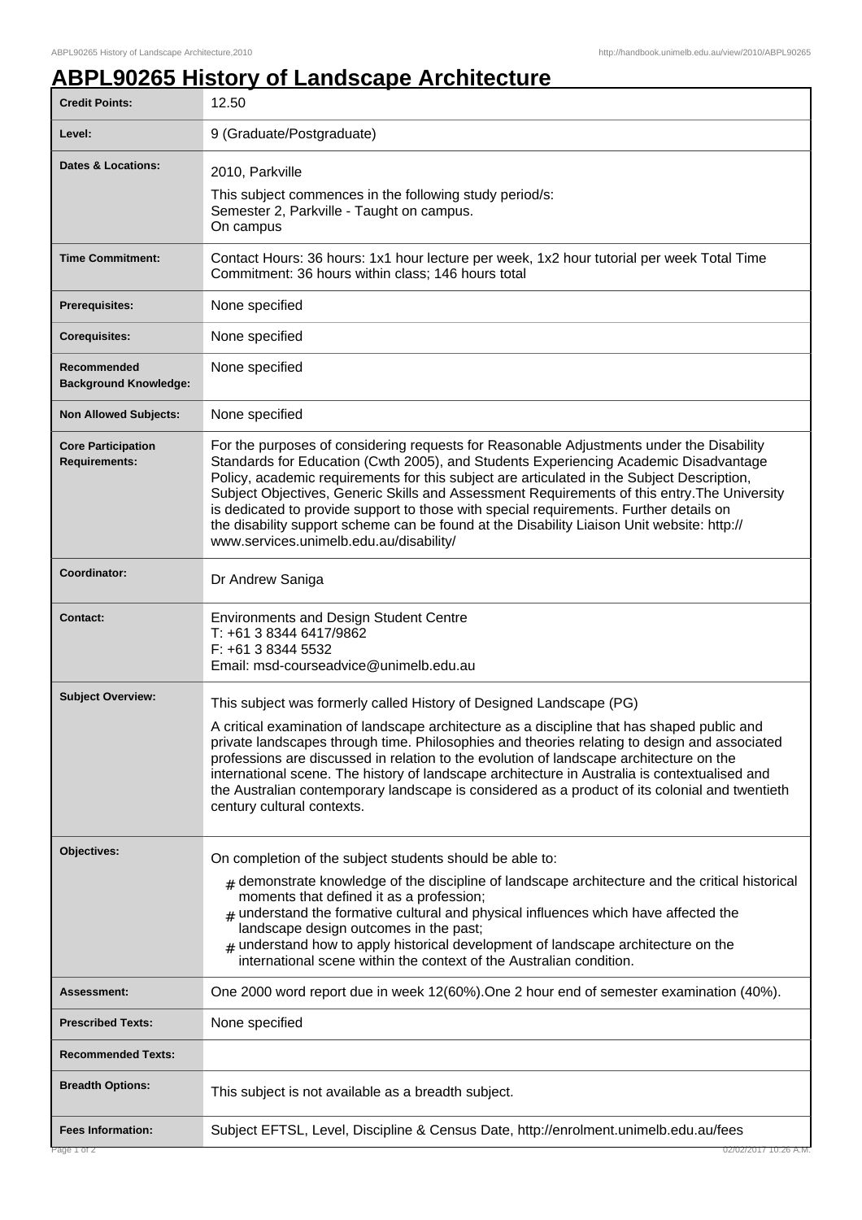# ABPL90265 History of Landscape Architecture

| | |
|---|---|
| **Credit Points:** | 12.50 |
| **Level:** | 9 (Graduate/Postgraduate) |
| **Dates & Locations:** | 2010, Parkville<br>This subject commences in the following study period/s:<br>Semester 2, Parkville - Taught on campus.<br>On campus |
| **Time Commitment:** | Contact Hours: 36 hours: 1x1 hour lecture per week, 1x2 hour tutorial per week Total Time Commitment: 36 hours within class; 146 hours total |
| **Prerequisites:** | None specified |
| **Corequisites:** | None specified |
| **Recommended Background Knowledge:** | None specified |
| **Non Allowed Subjects:** | None specified |
| **Core Participation Requirements:** | For the purposes of considering requests for Reasonable Adjustments under the Disability Standards for Education (Cwth 2005), and Students Experiencing Academic Disadvantage Policy, academic requirements for this subject are articulated in the Subject Description, Subject Objectives, Generic Skills and Assessment Requirements of this entry.The University is dedicated to provide support to those with special requirements. Further details on the disability support scheme can be found at the Disability Liaison Unit website: http://www.services.unimelb.edu.au/disability/ |
| **Coordinator:** | Dr Andrew Saniga |
| **Contact:** | Environments and Design Student Centre<br>T: +61 3 8344 6417/9862<br>F: +61 3 8344 5532<br>Email: msd-courseadvice@unimelb.edu.au |
| **Subject Overview:** | This subject was formerly called History of Designed Landscape (PG)<br>A critical examination of landscape architecture as a discipline that has shaped public and private landscapes through time. Philosophies and theories relating to design and associated professions are discussed in relation to the evolution of landscape architecture on the international scene. The history of landscape architecture in Australia is contextualised and the Australian contemporary landscape is considered as a product of its colonial and twentieth century cultural contexts. |
| **Objectives:** | On completion of the subject students should be able to:<br># demonstrate knowledge of the discipline of landscape architecture and the critical historical moments that defined it as a profession;<br># understand the formative cultural and physical influences which have affected the landscape design outcomes in the past;<br># understand how to apply historical development of landscape architecture on the international scene within the context of the Australian condition. |
| **Assessment:** | One 2000 word report due in week 12(60%).One 2 hour end of semester examination (40%). |
| **Prescribed Texts:** | None specified |
| **Recommended Texts:** | |
| **Breadth Options:** | This subject is not available as a breadth subject. |
| **Fees Information:** | Subject EFTSL, Level, Discipline & Census Date, http://enrolment.unimelb.edu.au/fees |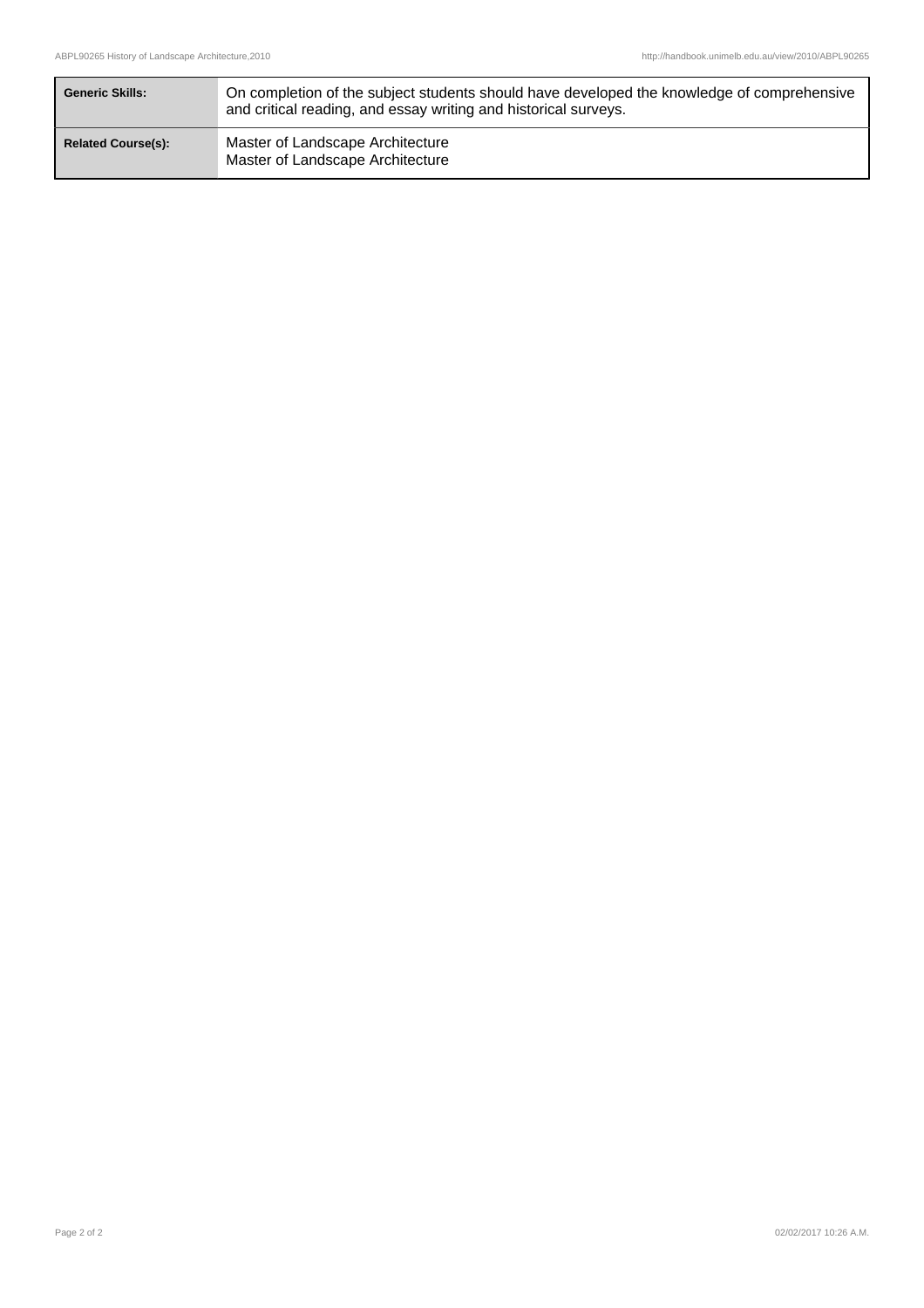| | |
|---|---|
| **Generic Skills:** | On completion of the subject students should have developed the knowledge of comprehensive and critical reading, and essay writing and historical surveys. |
| **Related Course(s):** | Master of Landscape Architecture<br>Master of Landscape Architecture |